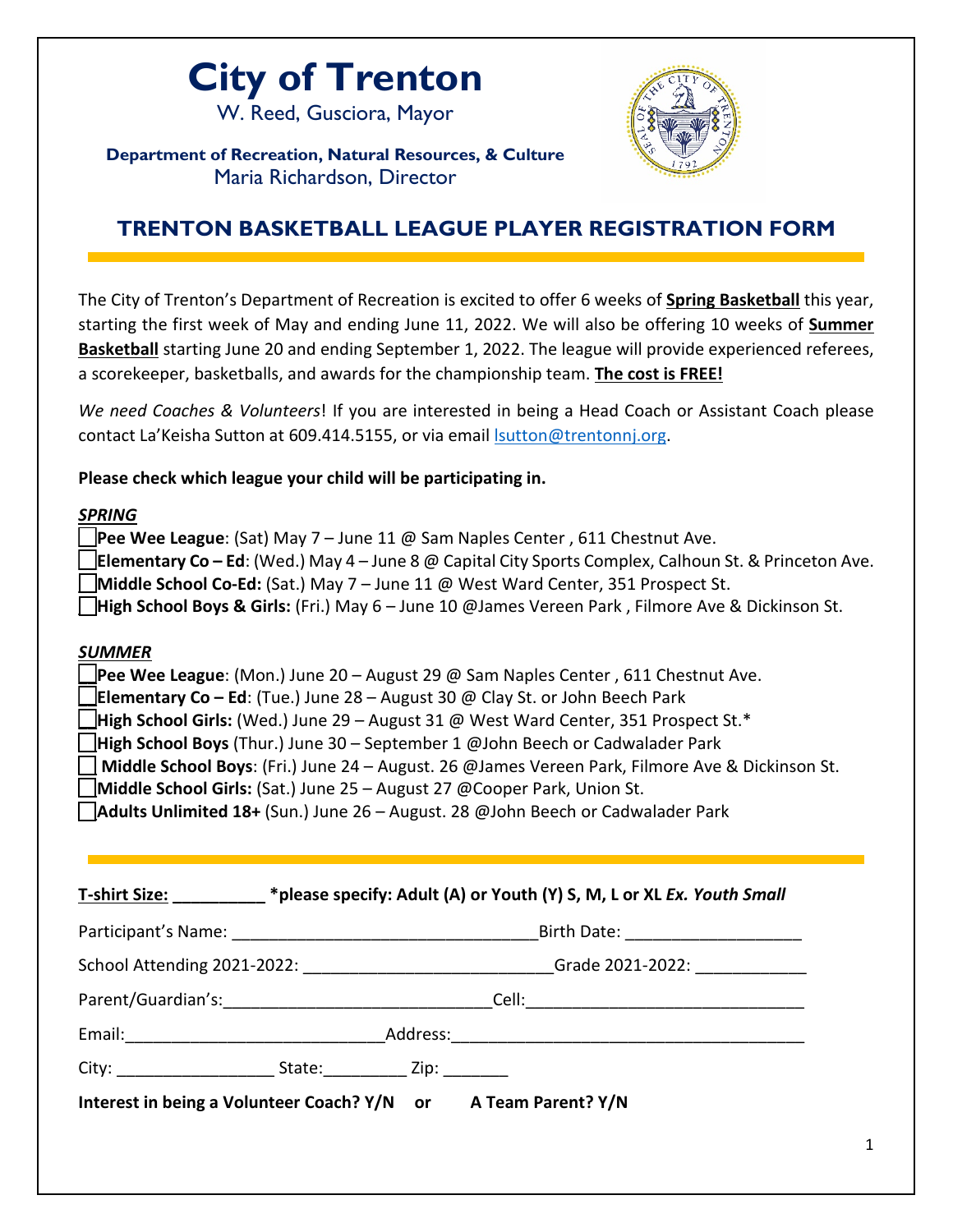# City of Trenton

W. Reed, Gusciora, Mayor

**Department of Recreation, Natural Resources, & Culture**
Maria Richardson, Director

## TRENTON BASKETBALL LEAGUE PLAYER REGISTRATION FORM

The City of Trenton's Department of Recreation is excited to offer 6 weeks of **Spring Basketball** this year, starting the first week of May and ending June 11, 2022. We will also be offering 10 weeks of **Summer Basketball** starting June 20 and ending September 1, 2022. The league will provide experienced referees, a scorekeeper, basketballs, and awards for the championship team. **The cost is FREE!**

*We need Coaches & Volunteers*! If you are interested in being a Head Coach or Assistant Coach please contact La'Keisha Sutton at 609.414.5155, or via email lsutton@trentonnj.org.

**Please check which league your child will be participating in.**

***SPRING***

- ☐ **Pee Wee League**: (Sat) May 7 – June 11 @ Sam Naples Center , 611 Chestnut Ave.
- ☐ **Elementary Co – Ed**: (Wed.) May 4 – June 8 @ Capital City Sports Complex, Calhoun St. & Princeton Ave.
- ☐ **Middle School Co-Ed:** (Sat.) May 7 – June 11 @ West Ward Center, 351 Prospect St.
- ☐ **High School Boys & Girls:** (Fri.) May 6 – June 10 @James Vereen Park , Filmore Ave & Dickinson St.

***SUMMER***

- ☐ **Pee Wee League**: (Mon.) June 20 – August 29 @ Sam Naples Center , 611 Chestnut Ave.
- ☐ **Elementary Co – Ed**: (Tue.) June 28 – August 30 @ Clay St. or John Beech Park
- ☐ **High School Girls:** (Wed.) June 29 – August 31 @ West Ward Center, 351 Prospect St.*
- ☐ **High School Boys** (Thur.) June 30 – September 1 @John Beech or Cadwalader Park
- ☐ **Middle School Boys**: (Fri.) June 24 – August. 26 @James Vereen Park, Filmore Ave & Dickinson St.
- ☐ **Middle School Girls:** (Sat.) June 25 – August 27 @Cooper Park, Union St.
- ☐ **Adults Unlimited 18+** (Sun.) June 26 – August. 28 @John Beech or Cadwalader Park

---

**T-shirt Size: __________ *please specify: Adult (A) or Youth (Y) S, M, L or XL *Ex. Youth Small***

Participant's Name: _________________________________ Birth Date: __________________

School Attending 2021-2022: ___________________________ Grade 2021-2022: ____________

Parent/Guardian's: _____________________________ Cell: ______________________________

Email: ____________________________ Address: ______________________________________

City: _________________ State: _________ Zip: _______

**Interest in being a Volunteer Coach? Y/N or A Team Parent? Y/N**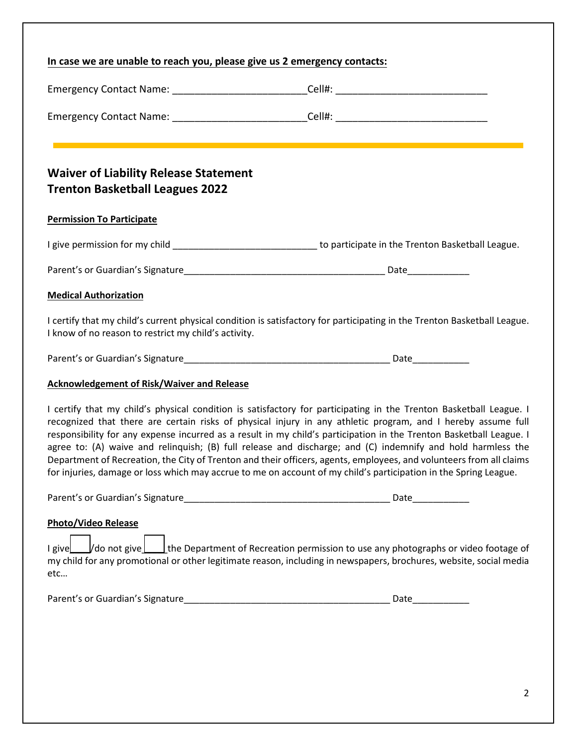**In case we are unable to reach you, please give us 2 emergency contacts:**

Emergency Contact Name: ________________________Cell#: ___________________________

Emergency Contact Name: ________________________Cell#: ___________________________

---

## Waiver of Liability Release Statement
## Trenton Basketball Leagues 2022

**Permission To Participate**

I give permission for my child ___________________________ to participate in the Trenton Basketball League.

Parent's or Guardian's Signature_____________________________________ Date___________

**Medical Authorization**

I certify that my child's current physical condition is satisfactory for participating in the Trenton Basketball League. I know of no reason to restrict my child's activity.

Parent's or Guardian's Signature_____________________________________ Date___________

**Acknowledgement of Risk/Waiver and Release**

I certify that my child's physical condition is satisfactory for participating in the Trenton Basketball League. I recognized that there are certain risks of physical injury in any athletic program, and I hereby assume full responsibility for any expense incurred as a result in my child's participation in the Trenton Basketball League. I agree to: (A) waive and relinquish; (B) full release and discharge; and (C) indemnify and hold harmless the Department of Recreation, the City of Trenton and their officers, agents, employees, and volunteers from all claims for injuries, damage or loss which may accrue to me on account of my child's participation in the Spring League.

Parent's or Guardian's Signature_____________________________________ Date___________

**Photo/Video Release**

I give ☐ /do not give ☐ the Department of Recreation permission to use any photographs or video footage of my child for any promotional or other legitimate reason, including in newspapers, brochures, website, social media etc…

Parent's or Guardian's Signature_____________________________________ Date___________